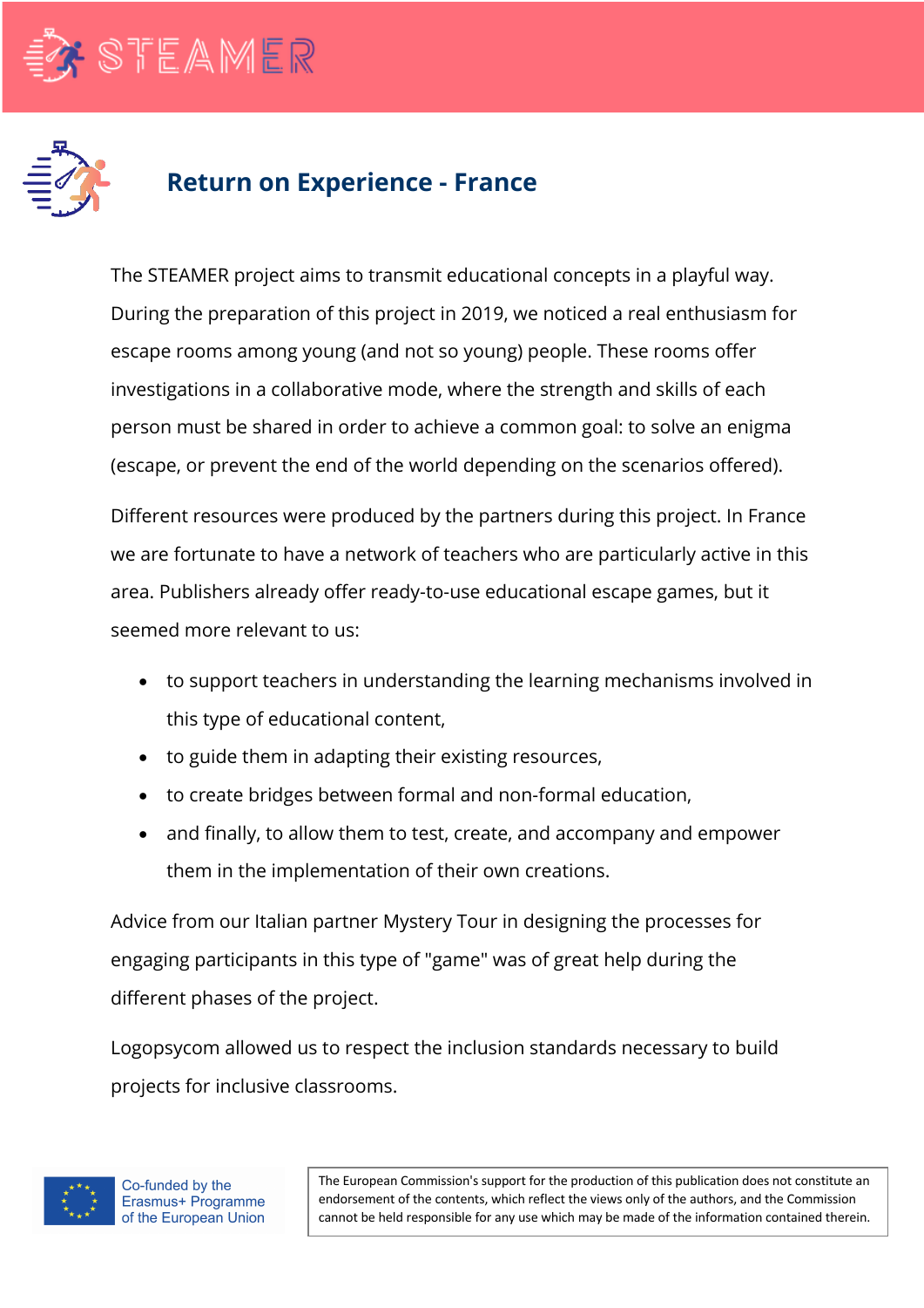# Return on Experience - France

The STEAMER project aims to transmit educational concepts in a playful way. During the preparation of this project in 2019, we noticed a real enthusiasm for escape rooms among young (and not so young) people. These rooms offer investigations in a collaborative mode, where the strength and skills of each person must be shared in order to achieve a common goal: to solve an enigma (escape, or prevent the end of the world depending on the scenarios offered).

Different resources were produced by the partners during this project. In France we are fortunate to have a network of teachers who are particularly active in this area. Publishers already offer ready-to-use educational escape games, but it seemed more relevant to us:

- to support teachers in understanding the learning mechanisms involved in this type of educational content,
- to guide them in adapting their existing resources,
- to create bridges between formal and non-formal education,
- and finally, to allow them to test, create, and accompany and empower them in the implementation of their own creations.

Advice from our Italian partner Mystery Tour in designing the processes for engaging participants in this type of "game" was of great help during the different phases of the project.

Logopsycom allowed us to respect the inclusion standards necessary to build projects for inclusive classrooms.

Co-funded by the Erasmus+ Programme of the European Union

The European Commission's support for the production of this publication does not constitute an endorsement of the contents, which reflect the views only of the authors, and the Commission cannot be held responsible for any use which may be made of the information contained therein.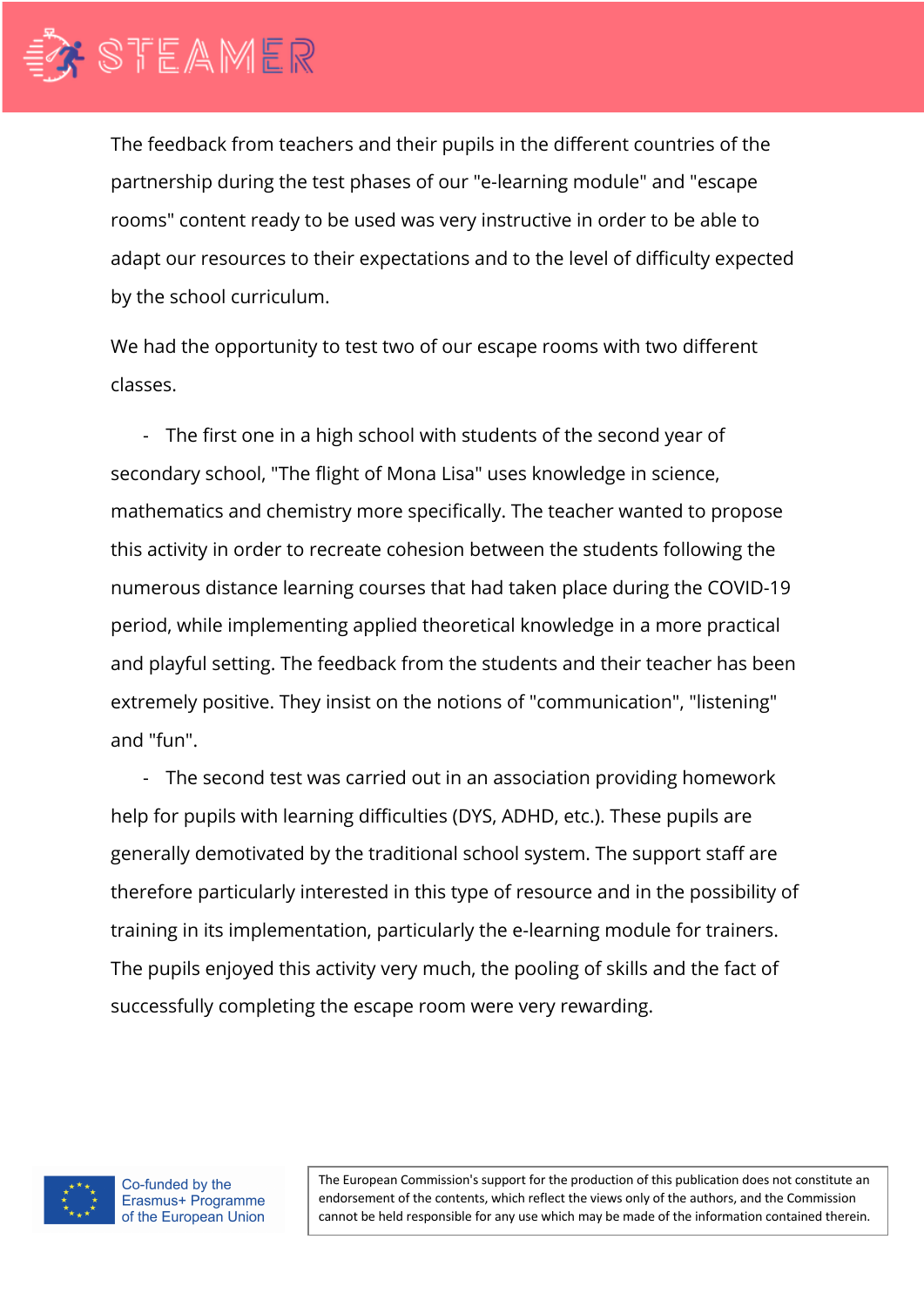The feedback from teachers and their pupils in the different countries of the partnership during the test phases of our "e-learning module" and "escape rooms" content ready to be used was very instructive in order to be able to adapt our resources to their expectations and to the level of difficulty expected by the school curriculum.

We had the opportunity to test two of our escape rooms with two different classes.

- The first one in a high school with students of the second year of secondary school, "The flight of Mona Lisa" uses knowledge in science, mathematics and chemistry more specifically. The teacher wanted to propose this activity in order to recreate cohesion between the students following the numerous distance learning courses that had taken place during the COVID-19 period, while implementing applied theoretical knowledge in a more practical and playful setting. The feedback from the students and their teacher has been extremely positive. They insist on the notions of "communication", "listening" and "fun".
- The second test was carried out in an association providing homework help for pupils with learning difficulties (DYS, ADHD, etc.). These pupils are generally demotivated by the traditional school system. The support staff are therefore particularly interested in this type of resource and in the possibility of training in its implementation, particularly the e-learning module for trainers. The pupils enjoyed this activity very much, the pooling of skills and the fact of successfully completing the escape room were very rewarding.